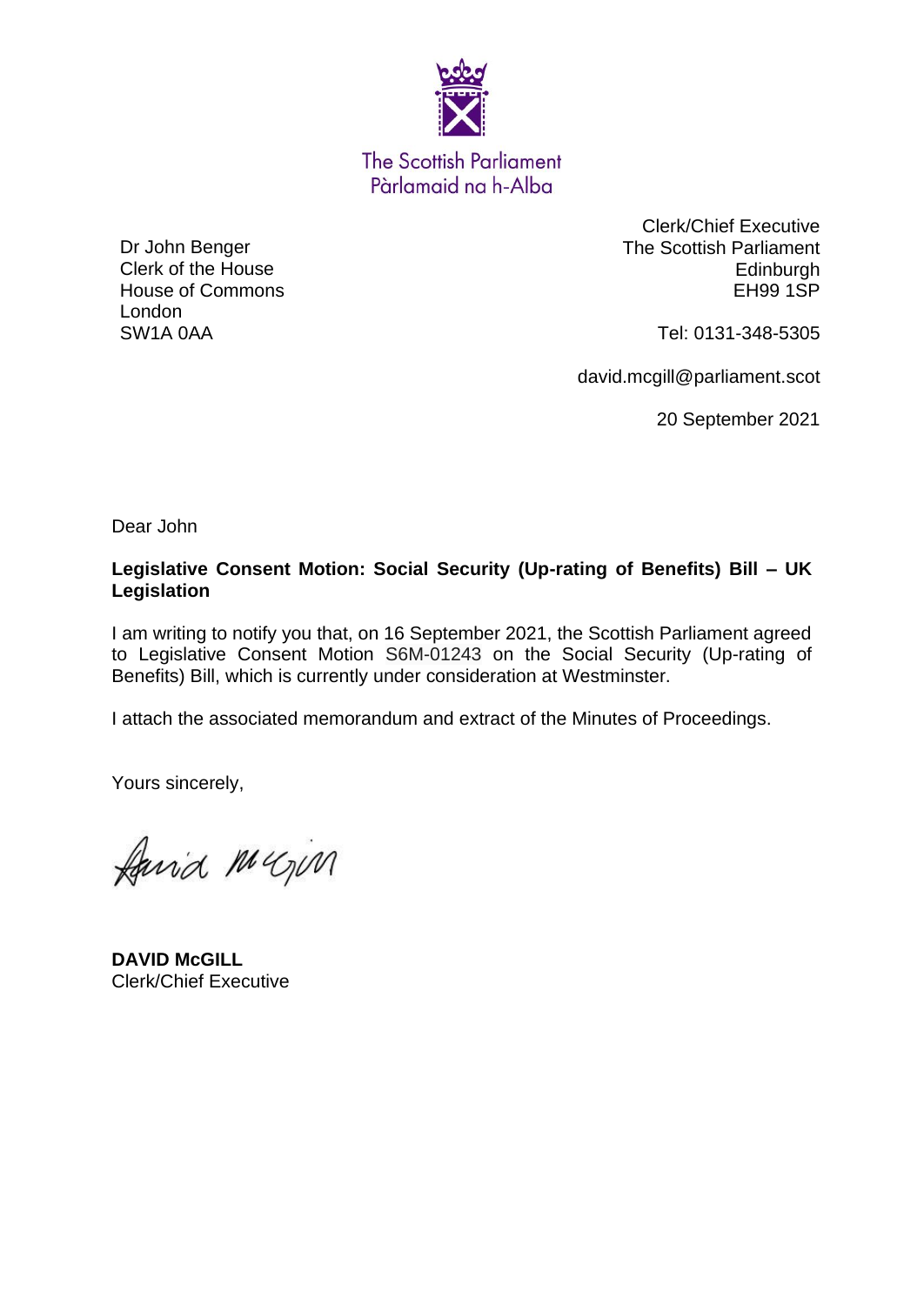The Scottish Parliament
Pàrlamaid na h-Alba

Dr John Benger
Clerk of the House
House of Commons
London
SW1A 0AA

Clerk/Chief Executive
The Scottish Parliament
Edinburgh
EH99 1SP

Tel: 0131-348-5305

david.mcgill@parliament.scot

20 September 2021

Dear John

**Legislative Consent Motion: Social Security (Up-rating of Benefits) Bill – UK Legislation**

I am writing to notify you that, on 16 September 2021, the Scottish Parliament agreed to Legislative Consent Motion S6M-01243 on the Social Security (Up-rating of Benefits) Bill, which is currently under consideration at Westminster.

I attach the associated memorandum and extract of the Minutes of Proceedings.

Yours sincerely,

David McGill

**DAVID McGILL**
Clerk/Chief Executive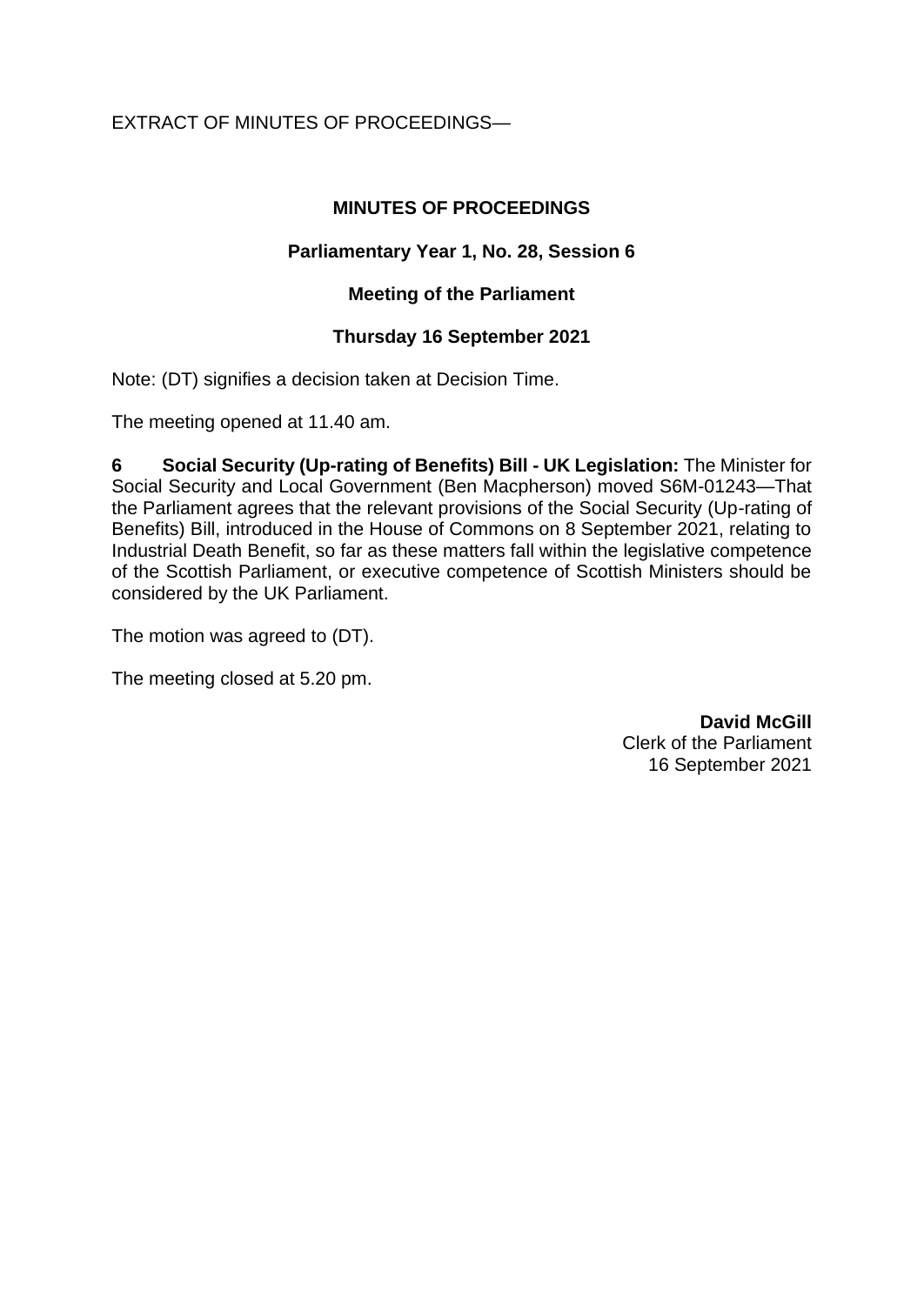EXTRACT OF MINUTES OF PROCEEDINGS—

**MINUTES OF PROCEEDINGS**

**Parliamentary Year 1, No. 28, Session 6**

**Meeting of the Parliament**

**Thursday 16 September 2021**

Note: (DT) signifies a decision taken at Decision Time.

The meeting opened at 11.40 am.

**6 Social Security (Up-rating of Benefits) Bill - UK Legislation:** The Minister for Social Security and Local Government (Ben Macpherson) moved S6M-01243—That the Parliament agrees that the relevant provisions of the Social Security (Up-rating of Benefits) Bill, introduced in the House of Commons on 8 September 2021, relating to Industrial Death Benefit, so far as these matters fall within the legislative competence of the Scottish Parliament, or executive competence of Scottish Ministers should be considered by the UK Parliament.

The motion was agreed to (DT).

The meeting closed at 5.20 pm.

**David McGill**
Clerk of the Parliament
16 September 2021